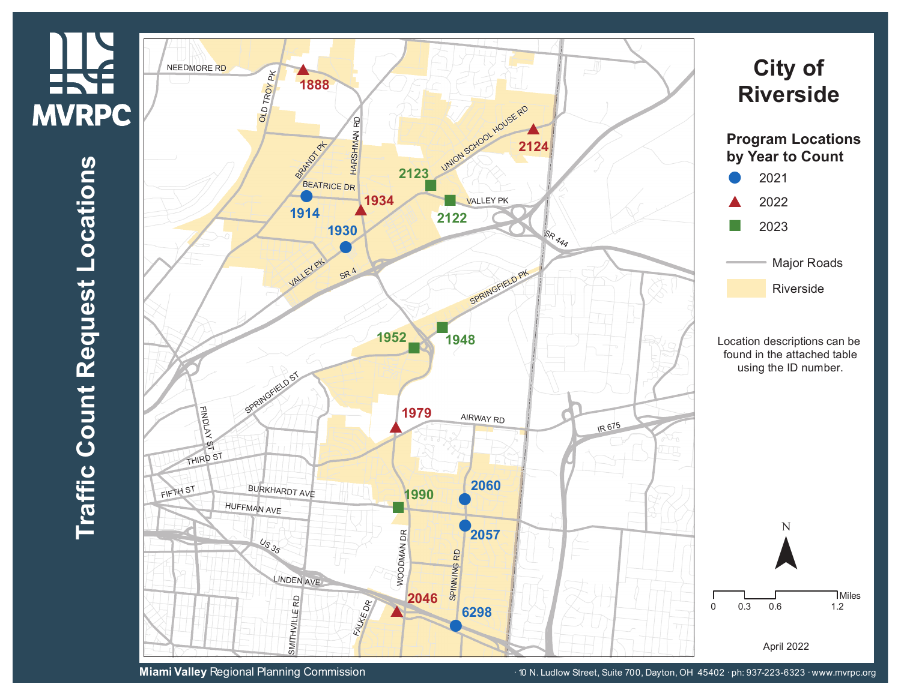# Traffic Count Request Locations

## City of Riverside

### Program Locations by Year to Count

- 2021 (blue circle)
- 2022 (red triangle)
- 2023 (green square)
- Major Roads
- Riverside

| Year | IDs |
|---|---|
| 2021 | 1914, 1930, 2060, 2057, 6298 |
| 2022 | 1888, 1934, 2124, 1979, 2046 |
| 2023 | 2123, 2122, 1952, 1948, 1990 |

Location descriptions can be found in the attached table using the ID number.

Scale: 0, 0.3, 0.6, 1.2 Miles

April 2022

**Miami Valley** Regional Planning Commission · 10 N. Ludlow Street, Suite 700, Dayton, OH 45402 · ph: 937-223-6323 · www.mvrpc.org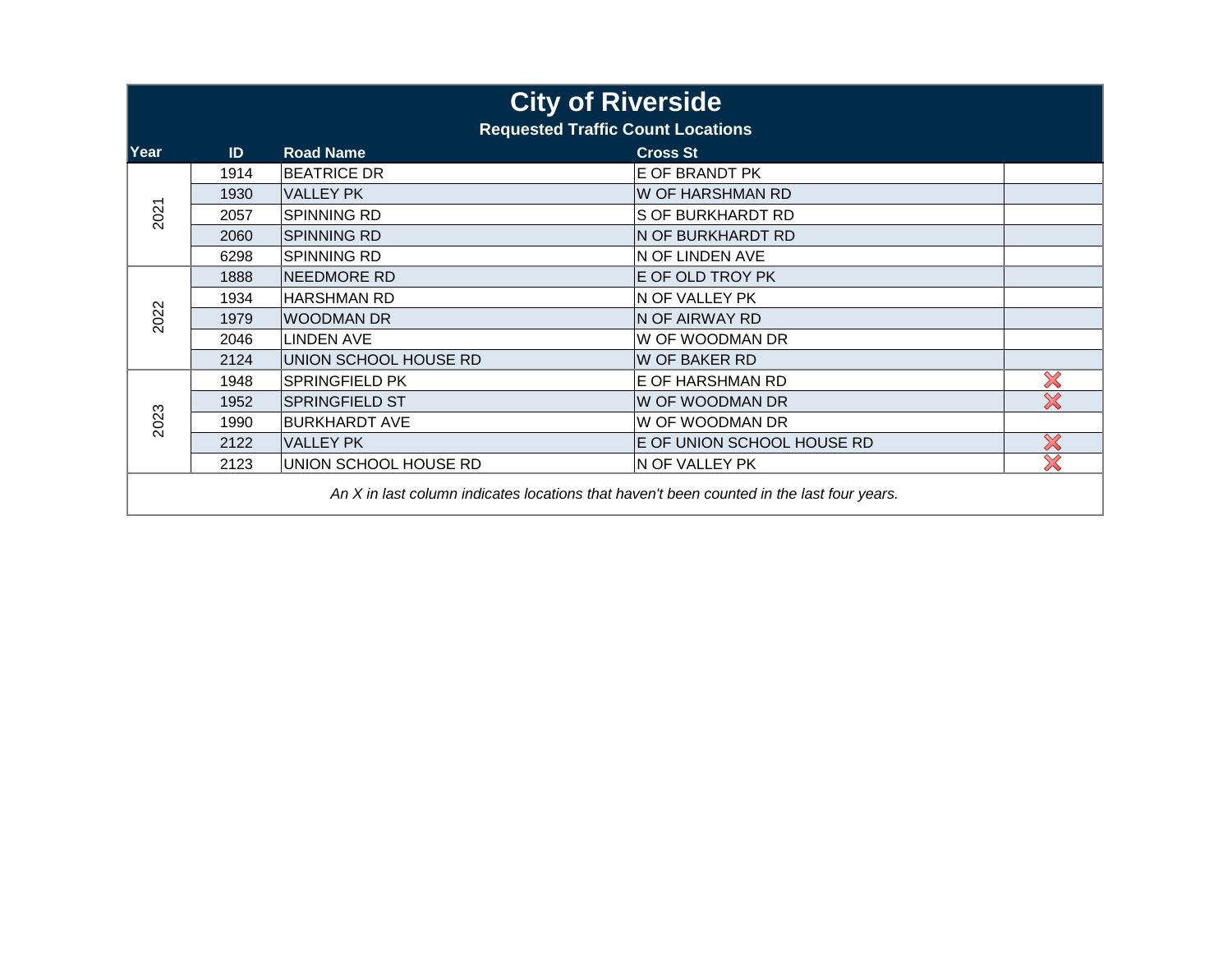# City of Riverside

## Requested Traffic Count Locations

| Year | ID | Road Name | Cross St | |
|---|---|---|---|---|
| 2021 | 1914 | BEATRICE DR | E OF BRANDT PK | |
| | 1930 | VALLEY PK | W OF HARSHMAN RD | |
| | 2057 | SPINNING RD | S OF BURKHARDT RD | |
| | 2060 | SPINNING RD | N OF BURKHARDT RD | |
| | 6298 | SPINNING RD | N OF LINDEN AVE | |
| 2022 | 1888 | NEEDMORE RD | E OF OLD TROY PK | |
| | 1934 | HARSHMAN RD | N OF VALLEY PK | |
| | 1979 | WOODMAN DR | N OF AIRWAY RD | |
| | 2046 | LINDEN AVE | W OF WOODMAN DR | |
| | 2124 | UNION SCHOOL HOUSE RD | W OF BAKER RD | |
| 2023 | 1948 | SPRINGFIELD PK | E OF HARSHMAN RD | X |
| | 1952 | SPRINGFIELD ST | W OF WOODMAN DR | X |
| | 1990 | BURKHARDT AVE | W OF WOODMAN DR | |
| | 2122 | VALLEY PK | E OF UNION SCHOOL HOUSE RD | X |
| | 2123 | UNION SCHOOL HOUSE RD | N OF VALLEY PK | X |

*An X in last column indicates locations that haven't been counted in the last four years.*